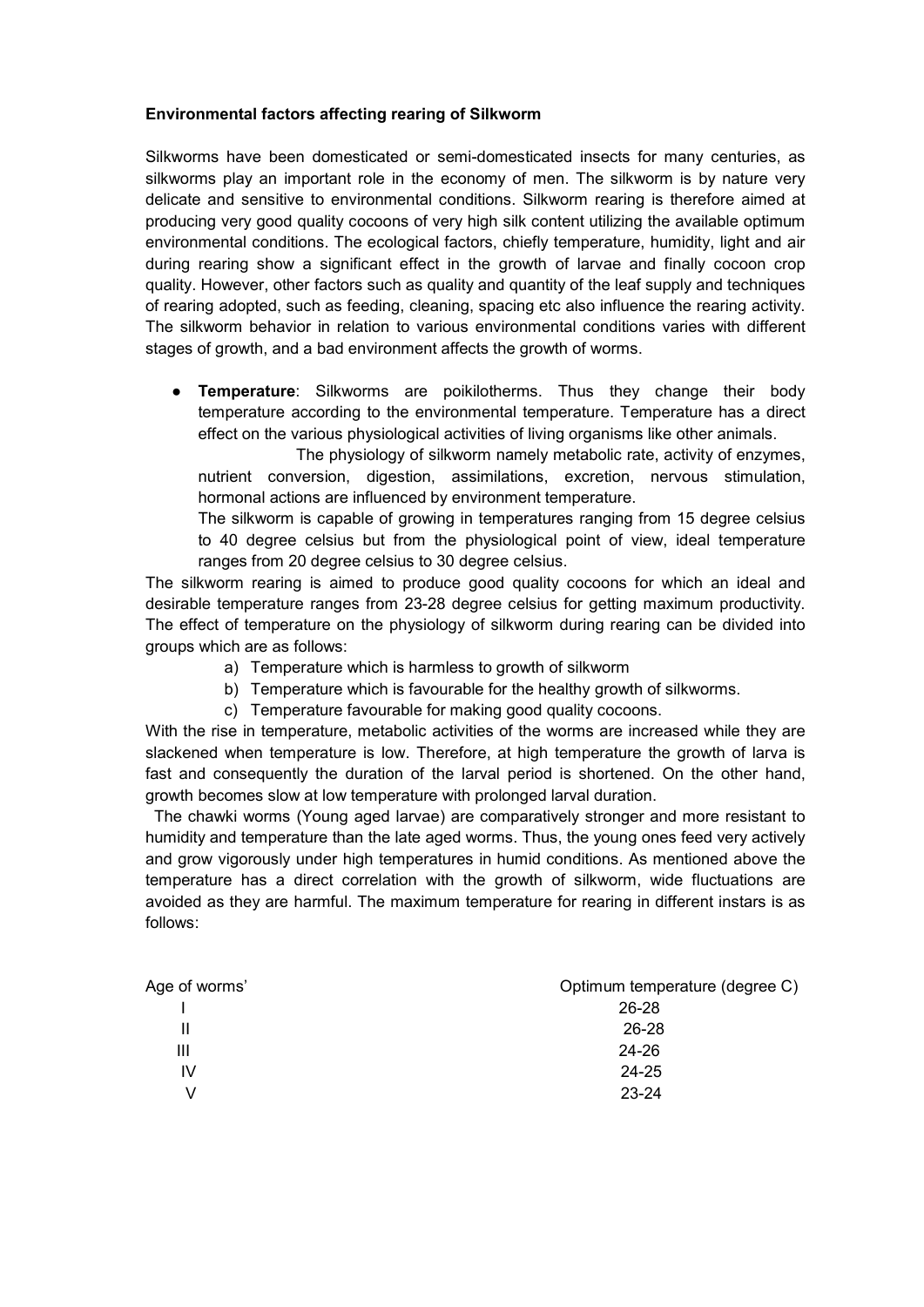**Environmental factors affecting rearing of Silkworm**

Silkworms have been domesticated or semi-domesticated insects for many centuries, as silkworms play an important role in the economy of men. The silkworm is by nature very delicate and sensitive to environmental conditions. Silkworm rearing is therefore aimed at producing very good quality cocoons of very high silk content utilizing the available optimum environmental conditions. The ecological factors, chiefly temperature, humidity, light and air during rearing show a significant effect in the growth of larvae and finally cocoon crop quality. However, other factors such as quality and quantity of the leaf supply and techniques of rearing adopted, such as feeding, cleaning, spacing etc also influence the rearing activity. The silkworm behavior in relation to various environmental conditions varies with different stages of growth, and a bad environment affects the growth of worms.

- **Temperature**: Silkworms are poikilotherms. Thus they change their body temperature according to the environmental temperature. Temperature has a direct effect on the various physiological activities of living organisms like other animals.

  The physiology of silkworm namely metabolic rate, activity of enzymes, nutrient conversion, digestion, assimilations, excretion, nervous stimulation, hormonal actions are influenced by environment temperature.

  The silkworm is capable of growing in temperatures ranging from 15 degree celsius to 40 degree celsius but from the physiological point of view, ideal temperature ranges from 20 degree celsius to 30 degree celsius.

The silkworm rearing is aimed to produce good quality cocoons for which an ideal and desirable temperature ranges from 23-28 degree celsius for getting maximum productivity. The effect of temperature on the physiology of silkworm during rearing can be divided into groups which are as follows:

a) Temperature which is harmless to growth of silkworm
b) Temperature which is favourable for the healthy growth of silkworms.
c) Temperature favourable for making good quality cocoons.

With the rise in temperature, metabolic activities of the worms are increased while they are slackened when temperature is low. Therefore, at high temperature the growth of larva is fast and consequently the duration of the larval period is shortened. On the other hand, growth becomes slow at low temperature with prolonged larval duration.

The chawki worms (Young aged larvae) are comparatively stronger and more resistant to humidity and temperature than the late aged worms. Thus, the young ones feed very actively and grow vigorously under high temperatures in humid conditions. As mentioned above the temperature has a direct correlation with the growth of silkworm, wide fluctuations are avoided as they are harmful. The maximum temperature for rearing in different instars is as follows:

| Age of worms' | Optimum temperature (degree C) |
| --- | --- |
| I | 26-28 |
| II | 26-28 |
| III | 24-26 |
| IV | 24-25 |
| V | 23-24 |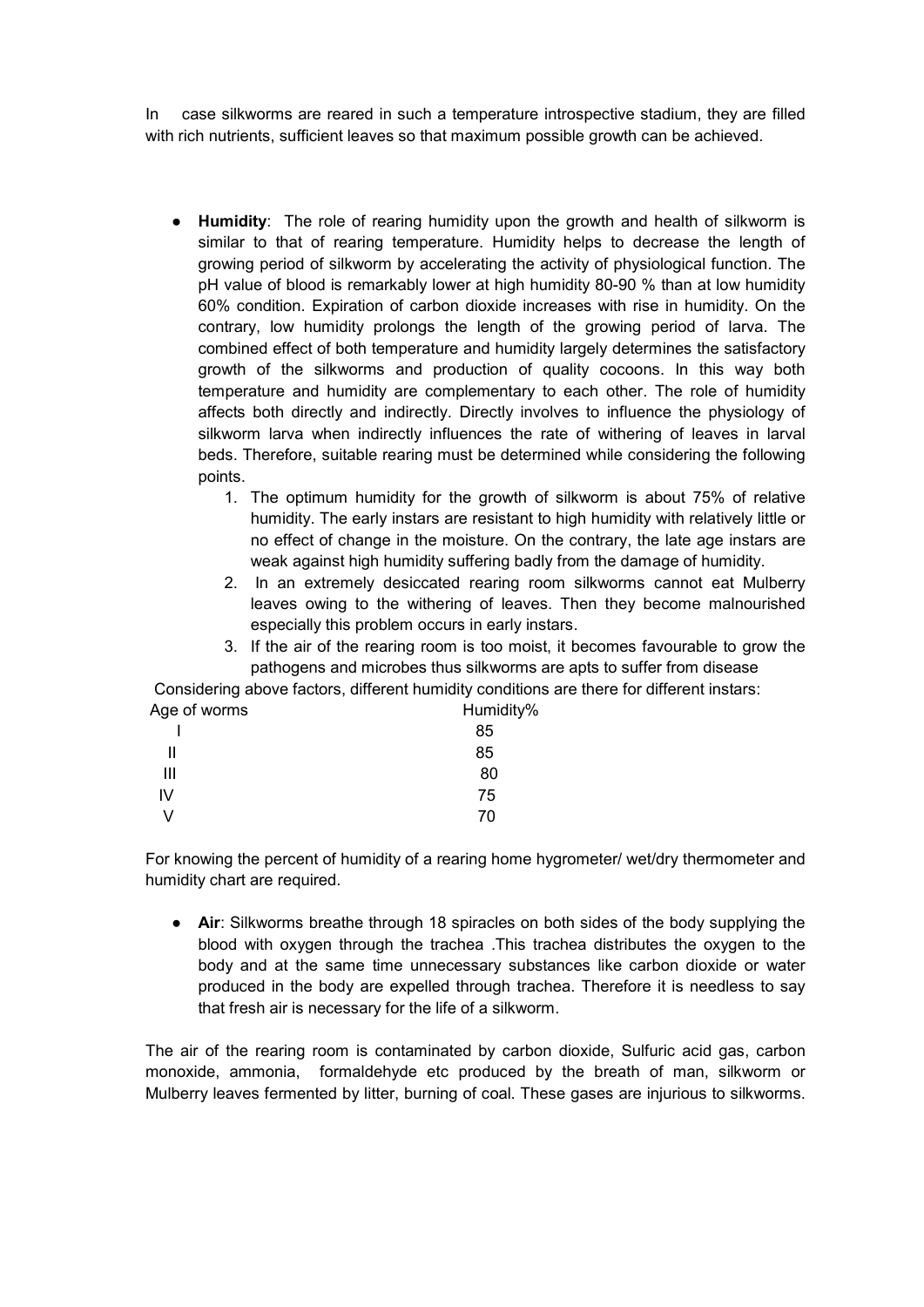In case silkworms are reared in such a temperature introspective stadium, they are filled with rich nutrients, sufficient leaves so that maximum possible growth can be achieved.

- **Humidity**: The role of rearing humidity upon the growth and health of silkworm is similar to that of rearing temperature. Humidity helps to decrease the length of growing period of silkworm by accelerating the activity of physiological function. The pH value of blood is remarkably lower at high humidity 80-90 % than at low humidity 60% condition. Expiration of carbon dioxide increases with rise in humidity. On the contrary, low humidity prolongs the length of the growing period of larva. The combined effect of both temperature and humidity largely determines the satisfactory growth of the silkworms and production of quality cocoons. In this way both temperature and humidity are complementary to each other. The role of humidity affects both directly and indirectly. Directly involves to influence the physiology of silkworm larva when indirectly influences the rate of withering of leaves in larval beds. Therefore, suitable rearing must be determined while considering the following points.
    1. The optimum humidity for the growth of silkworm is about 75% of relative humidity. The early instars are resistant to high humidity with relatively little or no effect of change in the moisture. On the contrary, the late age instars are weak against high humidity suffering badly from the damage of humidity.
    2. In an extremely desiccated rearing room silkworms cannot eat Mulberry leaves owing to the withering of leaves. Then they become malnourished especially this problem occurs in early instars.
    3. If the air of the rearing room is too moist, it becomes favourable to grow the pathogens and microbes thus silkworms are apts to suffer from disease

Considering above factors, different humidity conditions are there for different instars:

| Age of worms | Humidity% |
|---|---|
| I | 85 |
| II | 85 |
| III | 80 |
| IV | 75 |
| V | 70 |

For knowing the percent of humidity of a rearing home hygrometer/ wet/dry thermometer and humidity chart are required.

- **Air**: Silkworms breathe through 18 spiracles on both sides of the body supplying the blood with oxygen through the trachea .This trachea distributes the oxygen to the body and at the same time unnecessary substances like carbon dioxide or water produced in the body are expelled through trachea. Therefore it is needless to say that fresh air is necessary for the life of a silkworm.

The air of the rearing room is contaminated by carbon dioxide, Sulfuric acid gas, carbon monoxide, ammonia, formaldehyde etc produced by the breath of man, silkworm or Mulberry leaves fermented by litter, burning of coal. These gases are injurious to silkworms.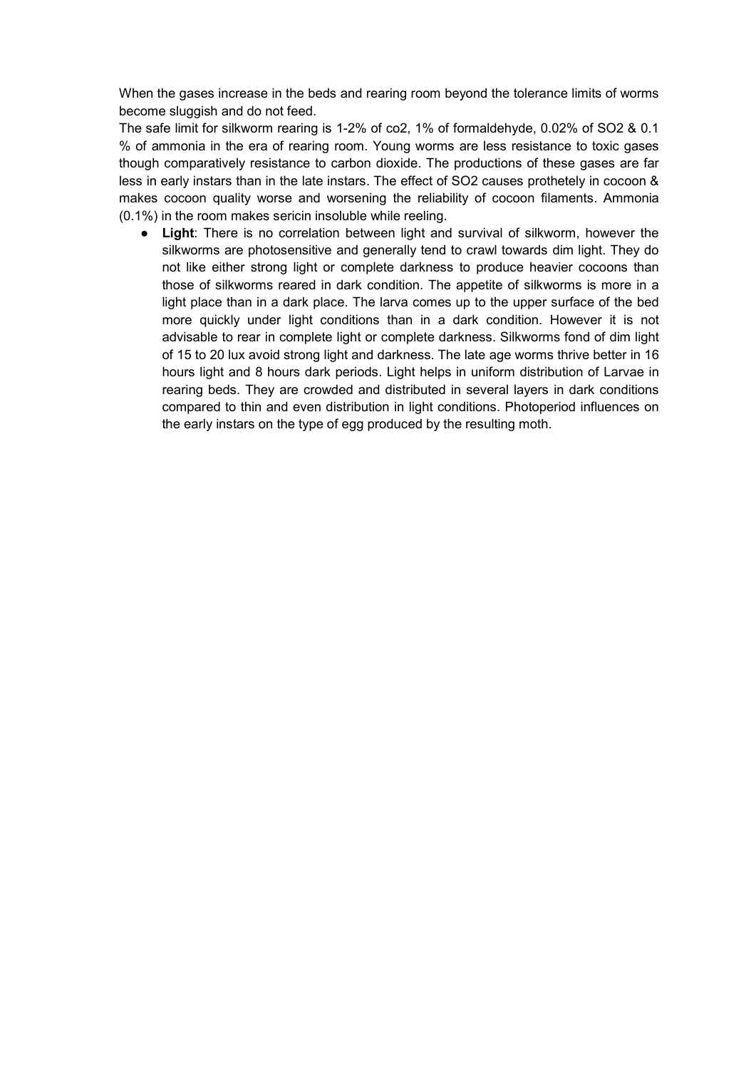When the gases increase in the beds and rearing room beyond the tolerance limits of worms become sluggish and do not feed.

The safe limit for silkworm rearing is 1-2% of $CO_2$, 1% of formaldehyde, 0.02% of $SO_2$ & 0.1 % of ammonia in the era of rearing room. Young worms are less resistance to toxic gases though comparatively resistance to carbon dioxide. The productions of these gases are far less in early instars than in the late instars. The effect of $SO_2$ causes prothetely in cocoon & makes cocoon quality worse and worsening the reliability of cocoon filaments. Ammonia (0.1%) in the room makes sericin insoluble while reeling.

- **Light**: There is no correlation between light and survival of silkworm, however the silkworms are photosensitive and generally tend to crawl towards dim light. They do not like either strong light or complete darkness to produce heavier cocoons than those of silkworms reared in dark condition. The appetite of silkworms is more in a light place than in a dark place. The larva comes up to the upper surface of the bed more quickly under light conditions than in a dark condition. However it is not advisable to rear in complete light or complete darkness. Silkworms fond of dim light of 15 to 20 lux avoid strong light and darkness. The late age worms thrive better in 16 hours light and 8 hours dark periods. Light helps in uniform distribution of Larvae in rearing beds. They are crowded and distributed in several layers in dark conditions compared to thin and even distribution in light conditions. Photoperiod influences on the early instars on the type of egg produced by the resulting moth.